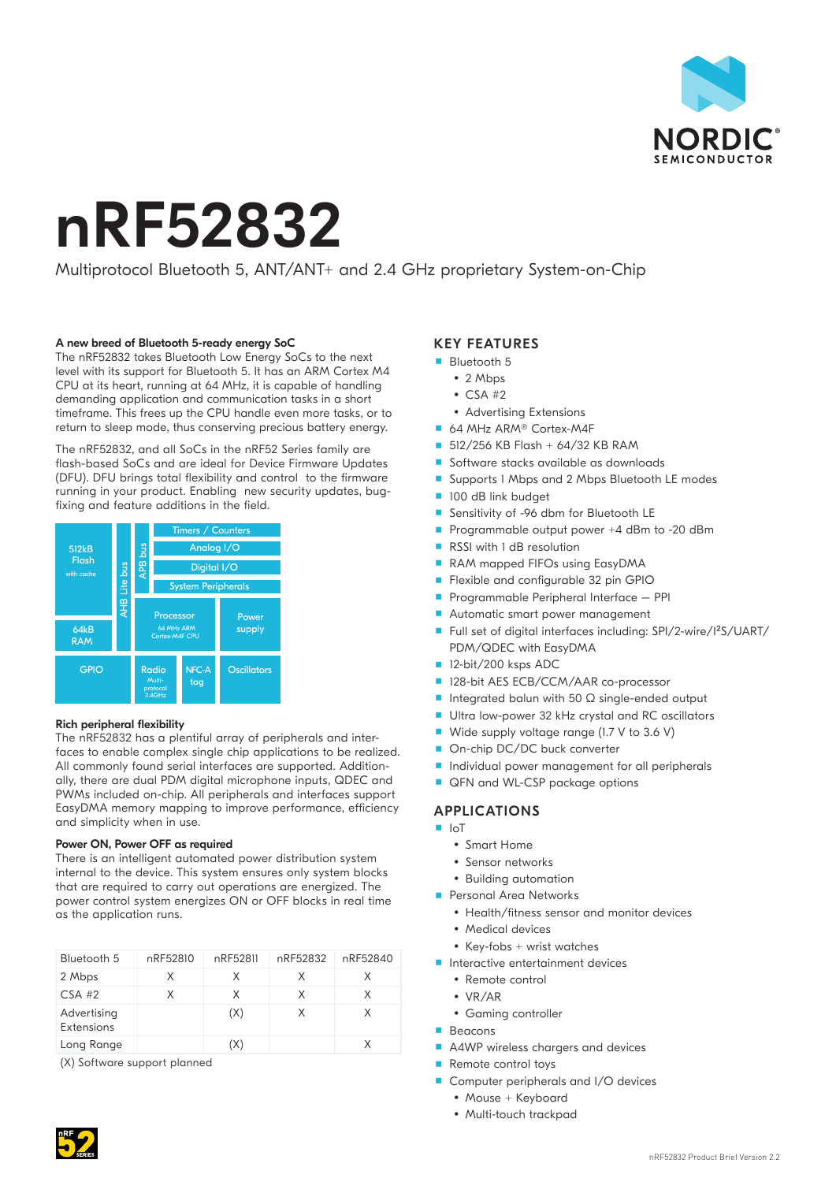# nRF52832

Multiprotocol Bluetooth 5, ANT/ANT+ and 2.4 GHz proprietary System-on-Chip

**A new breed of Bluetooth 5-ready energy SoC**
The nRF52832 takes Bluetooth Low Energy SoCs to the next level with its support for Bluetooth 5. It has an ARM Cortex M4 CPU at its heart, running at 64 MHz, it is capable of handling demanding application and communication tasks in a short timeframe. This frees up the CPU handle even more tasks, or to return to sleep mode, thus conserving precious battery energy.

The nRF52832, and all SoCs in the nRF52 Series family are flash-based SoCs and are ideal for Device Firmware Updates (DFU). DFU brings total flexibility and control to the firmware running in your product. Enabling new security updates, bug-fixing and feature additions in the field.

512kB Flash with cache | 64kB RAM | AHB Lite bus | APB bus | Timers / Counters | Analog I/O | Digital I/O | System Peripherals | Processor 64 MHz ARM Cortex-M4F CPU | Power supply | GPIO | Radio Multi-protocol 2.4GHz | NFC-A tag | Oscillators

**Rich peripheral flexibility**
The nRF52832 has a plentiful array of peripherals and interfaces to enable complex single chip applications to be realized. All commonly found serial interfaces are supported. Additionally, there are dual PDM digital microphone inputs, QDEC and PWMs included on-chip. All peripherals and interfaces support EasyDMA memory mapping to improve performance, efficiency and simplicity when in use.

**Power ON, Power OFF as required**
There is an intelligent automated power distribution system internal to the device. This system ensures only system blocks that are required to carry out operations are energized. The power control system energizes ON or OFF blocks in real time as the application runs.

| Bluetooth 5 | nRF52810 | nRF52811 | nRF52832 | nRF52840 |
|---|---|---|---|---|
| 2 Mbps | X | X | X | X |
| CSA #2 | X | X | X | X |
| Advertising Extensions | | (X) | X | X |
| Long Range | | (X) | | X |

(X) Software support planned

## KEY FEATURES

- Bluetooth 5
  - 2 Mbps
  - CSA #2
  - Advertising Extensions
- 64 MHz ARM® Cortex-M4F
- 512/256 KB Flash + 64/32 KB RAM
- Software stacks available as downloads
- Supports 1 Mbps and 2 Mbps Bluetooth LE modes
- 100 dB link budget
- Sensitivity of -96 dbm for Bluetooth LE
- Programmable output power +4 dBm to -20 dBm
- RSSI with 1 dB resolution
- RAM mapped FIFOs using EasyDMA
- Flexible and configurable 32 pin GPIO
- Programmable Peripheral Interface – PPI
- Automatic smart power management
- Full set of digital interfaces including: SPI/2-wire/I²S/UART/PDM/QDEC with EasyDMA
- 12-bit/200 ksps ADC
- 128-bit AES ECB/CCM/AAR co-processor
- Integrated balun with 50 Ω single-ended output
- Ultra low-power 32 kHz crystal and RC oscillators
- Wide supply voltage range (1.7 V to 3.6 V)
- On-chip DC/DC buck converter
- Individual power management for all peripherals
- QFN and WL-CSP package options

## APPLICATIONS

- IoT
  - Smart Home
  - Sensor networks
  - Building automation
- Personal Area Networks
  - Health/fitness sensor and monitor devices
  - Medical devices
  - Key-fobs + wrist watches
- Interactive entertainment devices
  - Remote control
  - VR/AR
  - Gaming controller
- Beacons
- A4WP wireless chargers and devices
- Remote control toys
- Computer peripherals and I/O devices
  - Mouse + Keyboard
  - Multi-touch trackpad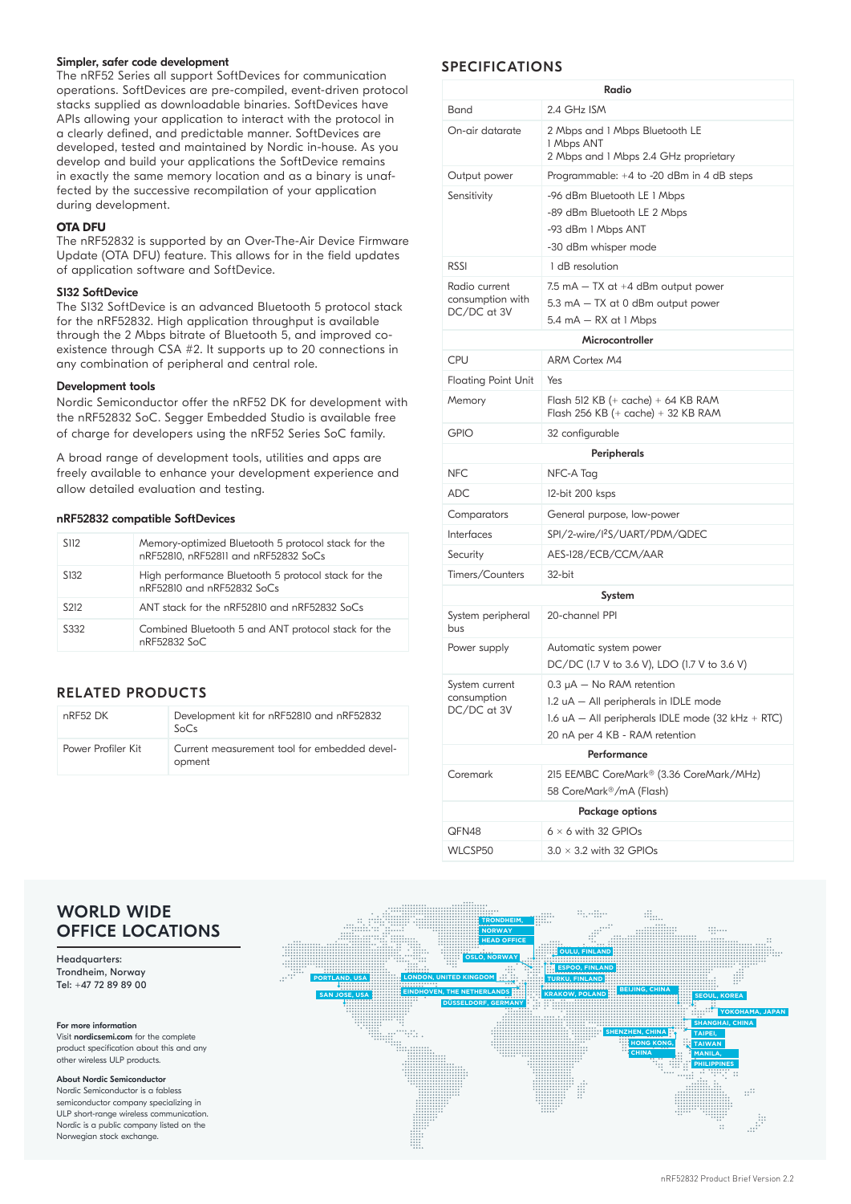### Simpler, safer code development

The nRF52 Series all support SoftDevices for communication operations. SoftDevices are pre-compiled, event-driven protocol stacks supplied as downloadable binaries. SoftDevices have APIs allowing your application to interact with the protocol in a clearly defined, and predictable manner. SoftDevices are developed, tested and maintained by Nordic in-house. As you develop and build your applications the SoftDevice remains in exactly the same memory location and as a binary is unaffected by the successive recompilation of your application during development.

### OTA DFU

The nRF52832 is supported by an Over-The-Air Device Firmware Update (OTA DFU) feature. This allows for in the field updates of application software and SoftDevice.

### S132 SoftDevice

The S132 SoftDevice is an advanced Bluetooth 5 protocol stack for the nRF52832. High application throughput is available through the 2 Mbps bitrate of Bluetooth 5, and improved co-existence through CSA #2. It supports up to 20 connections in any combination of peripheral and central role.

### Development tools

Nordic Semiconductor offer the nRF52 DK for development with the nRF52832 SoC. Segger Embedded Studio is available free of charge for developers using the nRF52 Series SoC family.

A broad range of development tools, utilities and apps are freely available to enhance your development experience and allow detailed evaluation and testing.

### nRF52832 compatible SoftDevices

| | |
|---|---|
| S112 | Memory-optimized Bluetooth 5 protocol stack for the nRF52810, nRF52811 and nRF52832 SoCs |
| S132 | High performance Bluetooth 5 protocol stack for the nRF52810 and nRF52832 SoCs |
| S212 | ANT stack for the nRF52810 and nRF52832 SoCs |
| S332 | Combined Bluetooth 5 and ANT protocol stack for the nRF52832 SoC |

## RELATED PRODUCTS

| | |
|---|---|
| nRF52 DK | Development kit for nRF52810 and nRF52832 SoCs |
| Power Profiler Kit | Current measurement tool for embedded development |

## SPECIFICATIONS

| | |
|---|---|
| **Radio** | |
| Band | 2.4 GHz ISM |
| On-air datarate | 2 Mbps and 1 Mbps Bluetooth LE<br>1 Mbps ANT<br>2 Mbps and 1 Mbps 2.4 GHz proprietary |
| Output power | Programmable: +4 to -20 dBm in 4 dB steps |
| Sensitivity | -96 dBm Bluetooth LE 1 Mbps<br>-89 dBm Bluetooth LE 2 Mbps<br>-93 dBm 1 Mbps ANT<br>-30 dBm whisper mode |
| RSSI | 1 dB resolution |
| Radio current consumption with DC/DC at 3V | 7.5 mA – TX at +4 dBm output power<br>5.3 mA – TX at 0 dBm output power<br>5.4 mA – RX at 1 Mbps |
| **Microcontroller** | |
| CPU | ARM Cortex M4 |
| Floating Point Unit | Yes |
| Memory | Flash 512 KB (+ cache) + 64 KB RAM<br>Flash 256 KB (+ cache) + 32 KB RAM |
| GPIO | 32 configurable |
| **Peripherals** | |
| NFC | NFC-A Tag |
| ADC | 12-bit 200 ksps |
| Comparators | General purpose, low-power |
| Interfaces | SPI/2-wire/I²S/UART/PDM/QDEC |
| Security | AES-128/ECB/CCM/AAR |
| Timers/Counters | 32-bit |
| **System** | |
| System peripheral bus | 20-channel PPI |
| Power supply | Automatic system power<br>DC/DC (1.7 V to 3.6 V), LDO (1.7 V to 3.6 V) |
| System current consumption DC/DC at 3V | 0.3 µA – No RAM retention<br>1.2 uA – All peripherals in IDLE mode<br>1.6 uA – All peripherals IDLE mode (32 kHz + RTC)<br>20 nA per 4 KB - RAM retention |
| **Performance** | |
| Coremark | 215 EEMBC CoreMark® (3.36 CoreMark/MHz)<br>58 CoreMark®/mA (Flash) |
| **Package options** | |
| QFN48 | 6 × 6 with 32 GPIOs |
| WLCSP50 | 3.0 × 3.2 with 32 GPIOs |

## WORLD WIDE OFFICE LOCATIONS

Headquarters:
Trondheim, Norway
Tel: +47 72 89 89 00

TRONDHEIM, NORWAY HEAD OFFICE
OSLO, NORWAY
OULU, FINLAND
ESPOO, FINLAND
TURKU, FINLAND
KRAKOW, POLAND
PORTLAND, USA
SAN JOSE, USA
LONDON, UNITED KINGDOM
EINDHOVEN, THE NETHERLANDS
DÜSSELDORF, GERMANY
BEIJING, CHINA
SEOUL, KOREA
YOKOHAMA, JAPAN
SHANGHAI, CHINA
SHENZHEN, CHINA
TAIPEI, TAIWAN
HONG KONG, CHINA
MANILA, PHILIPPINES

**For more information**
Visit **nordicsemi.com** for the complete product specification about this and any other wireless ULP products.

**About Nordic Semiconductor**
Nordic Semiconductor is a fabless semiconductor company specializing in ULP short-range wireless communication. Nordic is a public company listed on the Norwegian stock exchange.